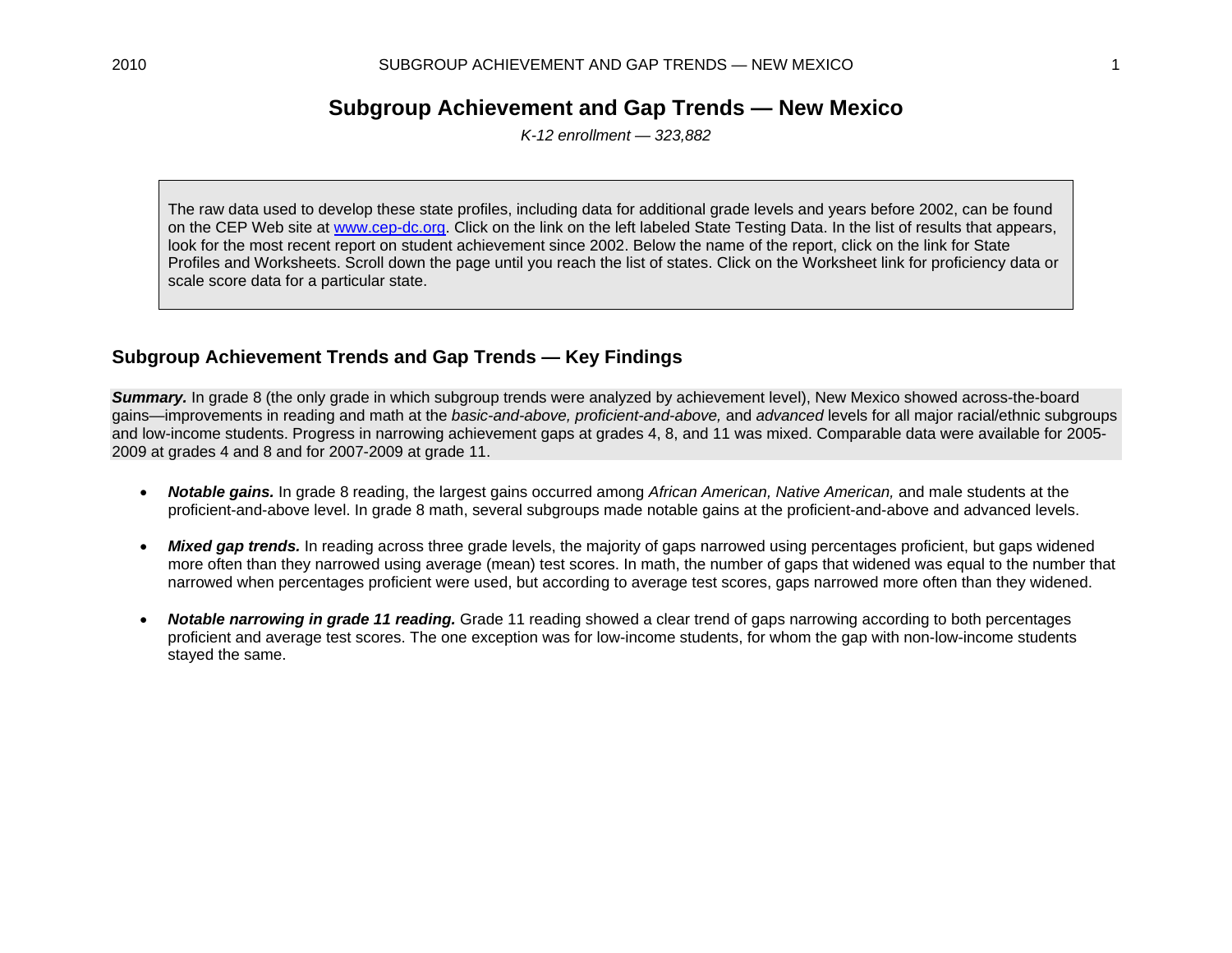# Subgroup Achievement and Gap Trends — New Mexico

*K-12 enrollment — 323,882*

> The raw data used to develop these state profiles, including data for additional grade levels and years before 2002, can be found on the CEP Web site at [www.cep-dc.org](http://www.cep-dc.org). Click on the link on the left labeled State Testing Data. In the list of results that appears, look for the most recent report on student achievement since 2002. Below the name of the report, click on the link for State Profiles and Worksheets. Scroll down the page until you reach the list of states. Click on the Worksheet link for proficiency data or scale score data for a particular state.

## Subgroup Achievement Trends and Gap Trends — Key Findings

***Summary.*** In grade 8 (the only grade in which subgroup trends were analyzed by achievement level), New Mexico showed across-the-board gains—improvements in reading and math at the *basic-and-above, proficient-and-above,* and *advanced* levels for all major racial/ethnic subgroups and low-income students. Progress in narrowing achievement gaps at grades 4, 8, and 11 was mixed. Comparable data were available for 2005-2009 at grades 4 and 8 and for 2007-2009 at grade 11.

- ***Notable gains.*** In grade 8 reading, the largest gains occurred among *African American, Native American,* and male students at the proficient-and-above level. In grade 8 math, several subgroups made notable gains at the proficient-and-above and advanced levels.
- ***Mixed gap trends.*** In reading across three grade levels, the majority of gaps narrowed using percentages proficient, but gaps widened more often than they narrowed using average (mean) test scores. In math, the number of gaps that widened was equal to the number that narrowed when percentages proficient were used, but according to average test scores, gaps narrowed more often than they widened.
- ***Notable narrowing in grade 11 reading.*** Grade 11 reading showed a clear trend of gaps narrowing according to both percentages proficient and average test scores. The one exception was for low-income students, for whom the gap with non-low-income students stayed the same.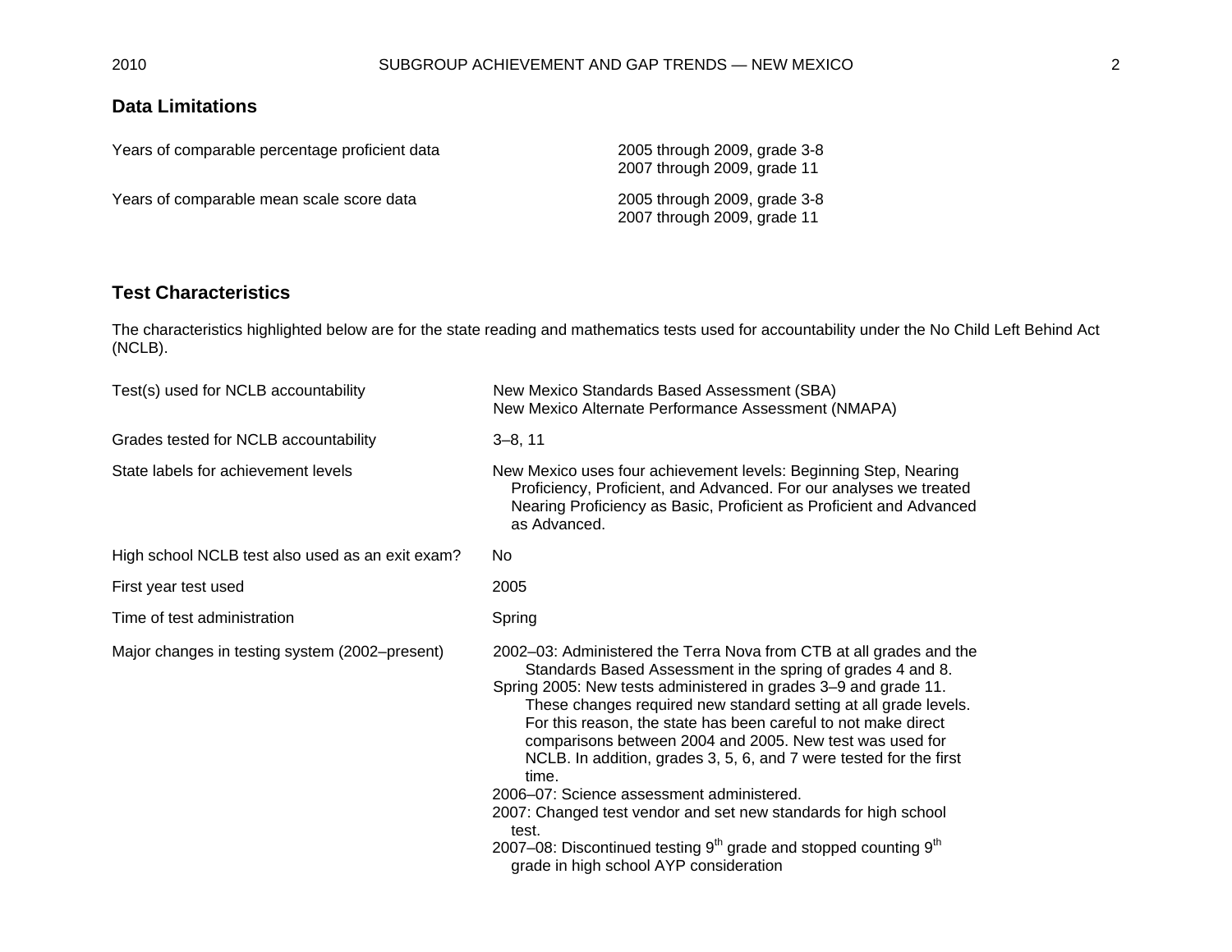## Data Limitations

| | |
|---|---|
| Years of comparable percentage proficient data | 2005 through 2009, grade 3-8<br>2007 through 2009, grade 11 |
| Years of comparable mean scale score data | 2005 through 2009, grade 3-8<br>2007 through 2009, grade 11 |

## Test Characteristics

The characteristics highlighted below are for the state reading and mathematics tests used for accountability under the No Child Left Behind Act (NCLB).

| | |
|---|---|
| Test(s) used for NCLB accountability | New Mexico Standards Based Assessment (SBA)<br>New Mexico Alternate Performance Assessment (NMAPA) |
| Grades tested for NCLB accountability | 3–8, 11 |
| State labels for achievement levels | New Mexico uses four achievement levels: Beginning Step, Nearing Proficiency, Proficient, and Advanced. For our analyses we treated Nearing Proficiency as Basic, Proficient as Proficient and Advanced as Advanced. |
| High school NCLB test also used as an exit exam? | No |
| First year test used | 2005 |
| Time of test administration | Spring |
| Major changes in testing system (2002–present) | 2002–03: Administered the Terra Nova from CTB at all grades and the Standards Based Assessment in the spring of grades 4 and 8.<br>Spring 2005: New tests administered in grades 3–9 and grade 11. These changes required new standard setting at all grade levels. For this reason, the state has been careful to not make direct comparisons between 2004 and 2005. New test was used for NCLB. In addition, grades 3, 5, 6, and 7 were tested for the first time.<br>2006–07: Science assessment administered.<br>2007: Changed test vendor and set new standards for high school test.<br>2007–08: Discontinued testing 9th grade and stopped counting 9th grade in high school AYP consideration |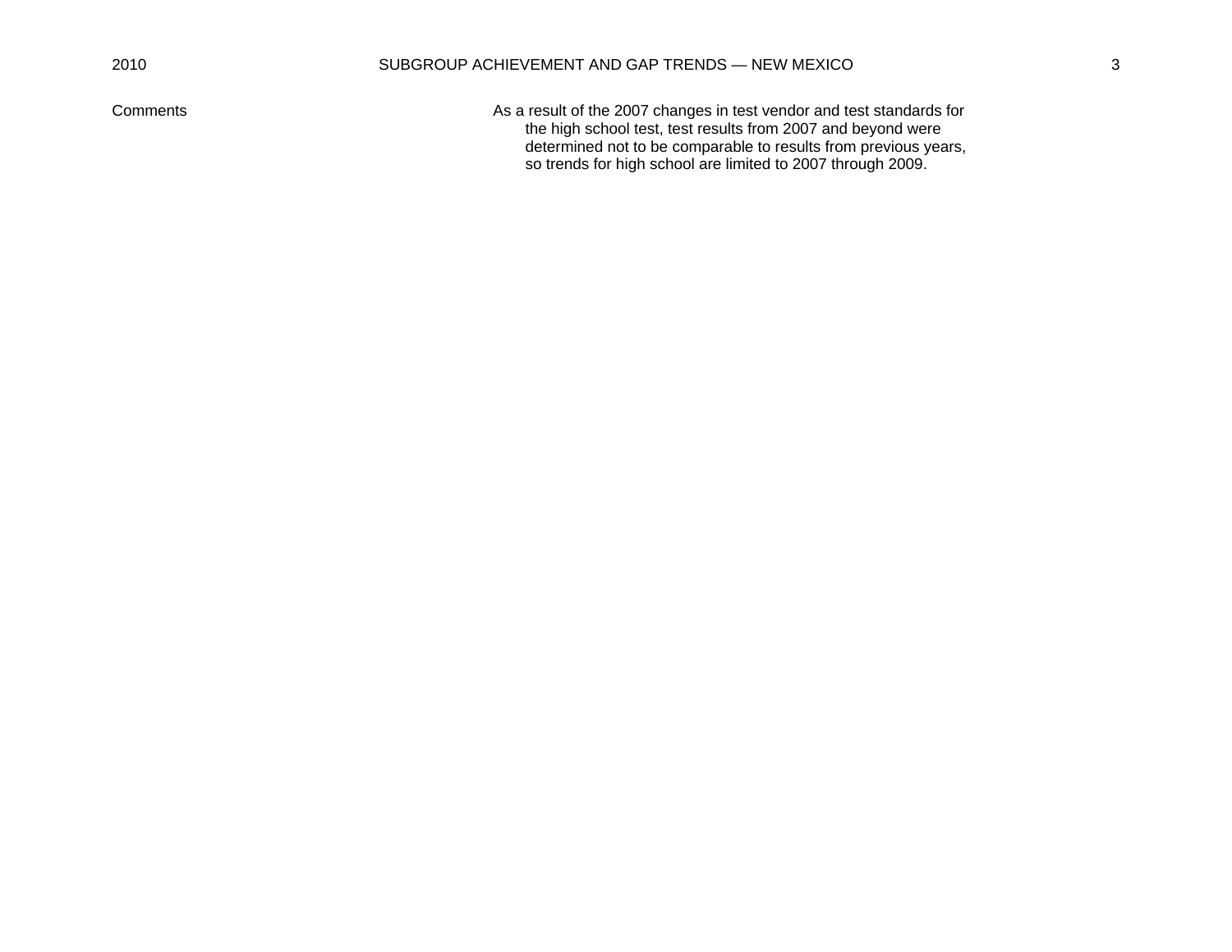| Comments | As a result of the 2007 changes in test vendor and test standards for the high school test, test results from 2007 and beyond were determined not to be comparable to results from previous years, so trends for high school are limited to 2007 through 2009. |
| --- | --- |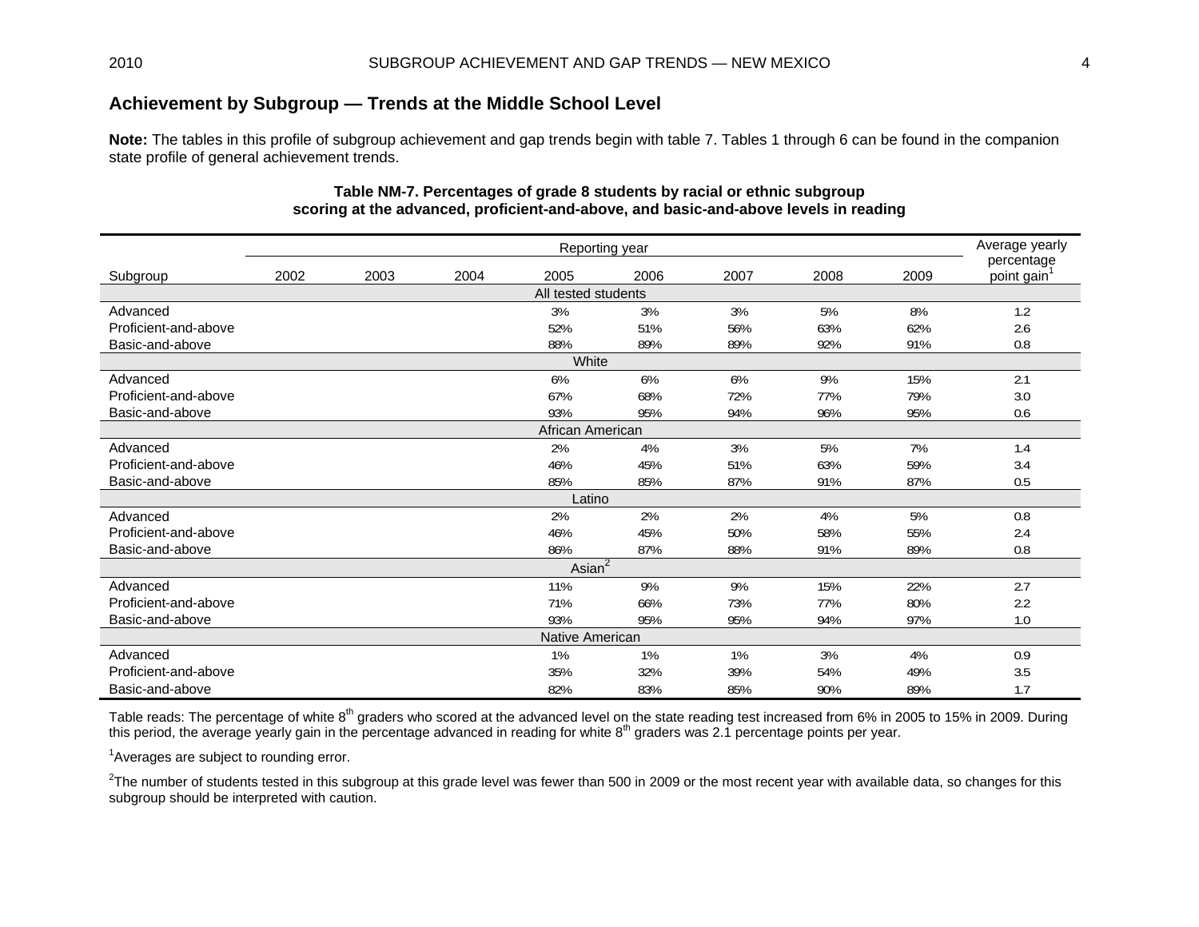## Achievement by Subgroup — Trends at the Middle School Level

**Note:** The tables in this profile of subgroup achievement and gap trends begin with table 7. Tables 1 through 6 can be found in the companion state profile of general achievement trends.

**Table NM-7. Percentages of grade 8 students by racial or ethnic subgroup scoring at the advanced, proficient-and-above, and basic-and-above levels in reading**

| Subgroup | 2002 | 2003 | 2004 | 2005 | 2006 | 2007 | 2008 | 2009 | Average yearly percentage point gain[1] |
|---|---|---|---|---|---|---|---|---|---|
| **All tested students** | | | | | | | | | |
| Advanced | | | | 3% | 3% | 3% | 5% | 8% | 1.2 |
| Proficient-and-above | | | | 52% | 51% | 56% | 63% | 62% | 2.6 |
| Basic-and-above | | | | 88% | 89% | 89% | 92% | 91% | 0.8 |
| **White** | | | | | | | | | |
| Advanced | | | | 6% | 6% | 6% | 9% | 15% | 2.1 |
| Proficient-and-above | | | | 67% | 68% | 72% | 77% | 79% | 3.0 |
| Basic-and-above | | | | 93% | 95% | 94% | 96% | 95% | 0.6 |
| **African American** | | | | | | | | | |
| Advanced | | | | 2% | 4% | 3% | 5% | 7% | 1.4 |
| Proficient-and-above | | | | 46% | 45% | 51% | 63% | 59% | 3.4 |
| Basic-and-above | | | | 85% | 85% | 87% | 91% | 87% | 0.5 |
| **Latino** | | | | | | | | | |
| Advanced | | | | 2% | 2% | 2% | 4% | 5% | 0.8 |
| Proficient-and-above | | | | 46% | 45% | 50% | 58% | 55% | 2.4 |
| Basic-and-above | | | | 86% | 87% | 88% | 91% | 89% | 0.8 |
| **Asian[2]** | | | | | | | | | |
| Advanced | | | | 11% | 9% | 9% | 15% | 22% | 2.7 |
| Proficient-and-above | | | | 71% | 66% | 73% | 77% | 80% | 2.2 |
| Basic-and-above | | | | 93% | 95% | 95% | 94% | 97% | 1.0 |
| **Native American** | | | | | | | | | |
| Advanced | | | | 1% | 1% | 1% | 3% | 4% | 0.9 |
| Proficient-and-above | | | | 35% | 32% | 39% | 54% | 49% | 3.5 |
| Basic-and-above | | | | 82% | 83% | 85% | 90% | 89% | 1.7 |

Table reads: The percentage of white 8th graders who scored at the advanced level on the state reading test increased from 6% in 2005 to 15% in 2009. During this period, the average yearly gain in the percentage advanced in reading for white 8th graders was 2.1 percentage points per year.

[1]Averages are subject to rounding error.

[2]The number of students tested in this subgroup at this grade level was fewer than 500 in 2009 or the most recent year with available data, so changes for this subgroup should be interpreted with caution.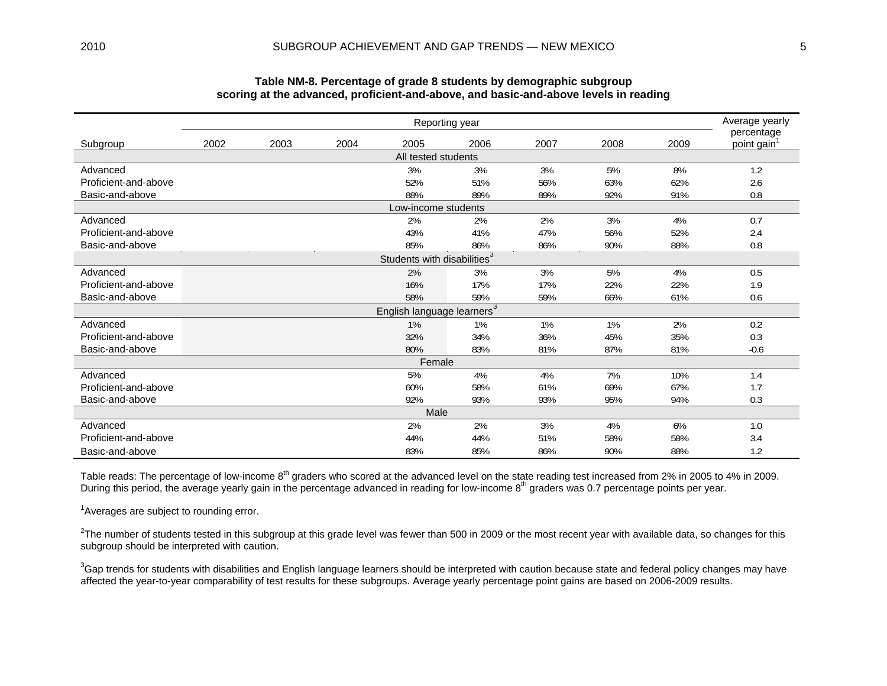**Table NM-8. Percentage of grade 8 students by demographic subgroup scoring at the advanced, proficient-and-above, and basic-and-above levels in reading**

| Subgroup | Reporting year | | | | | | | | Average yearly percentage point gain[1] |
|---|---|---|---|---|---|---|---|---|---|
| | 2002 | 2003 | 2004 | 2005 | 2006 | 2007 | 2008 | 2009 | |
| **All tested students** | | | | | | | | | |
| Advanced | | | | 3% | 3% | 3% | 5% | 8% | 1.2 |
| Proficient-and-above | | | | 52% | 51% | 56% | 63% | 62% | 2.6 |
| Basic-and-above | | | | 88% | 89% | 89% | 92% | 91% | 0.8 |
| **Low-income students** | | | | | | | | | |
| Advanced | | | | 2% | 2% | 2% | 3% | 4% | 0.7 |
| Proficient-and-above | | | | 43% | 41% | 47% | 56% | 52% | 2.4 |
| Basic-and-above | | | | 85% | 86% | 86% | 90% | 88% | 0.8 |
| **Students with disabilities[3]** | | | | | | | | | |
| Advanced | | | | 2% | 3% | 3% | 5% | 4% | 0.5 |
| Proficient-and-above | | | | 16% | 17% | 17% | 22% | 22% | 1.9 |
| Basic-and-above | | | | 58% | 59% | 59% | 66% | 61% | 0.6 |
| **English language learners[3]** | | | | | | | | | |
| Advanced | | | | 1% | 1% | 1% | 1% | 2% | 0.2 |
| Proficient-and-above | | | | 32% | 34% | 36% | 45% | 35% | 0.3 |
| Basic-and-above | | | | 80% | 83% | 81% | 87% | 81% | -0.6 |
| **Female** | | | | | | | | | |
| Advanced | | | | 5% | 4% | 4% | 7% | 10% | 1.4 |
| Proficient-and-above | | | | 60% | 58% | 61% | 69% | 67% | 1.7 |
| Basic-and-above | | | | 92% | 93% | 93% | 95% | 94% | 0.3 |
| **Male** | | | | | | | | | |
| Advanced | | | | 2% | 2% | 3% | 4% | 6% | 1.0 |
| Proficient-and-above | | | | 44% | 44% | 51% | 58% | 58% | 3.4 |
| Basic-and-above | | | | 83% | 85% | 86% | 90% | 88% | 1.2 |

Table reads: The percentage of low-income 8th graders who scored at the advanced level on the state reading test increased from 2% in 2005 to 4% in 2009. During this period, the average yearly gain in the percentage advanced in reading for low-income 8th graders was 0.7 percentage points per year.

[1]Averages are subject to rounding error.

[2]The number of students tested in this subgroup at this grade level was fewer than 500 in 2009 or the most recent year with available data, so changes for this subgroup should be interpreted with caution.

[3]Gap trends for students with disabilities and English language learners should be interpreted with caution because state and federal policy changes may have affected the year-to-year comparability of test results for these subgroups. Average yearly percentage point gains are based on 2006-2009 results.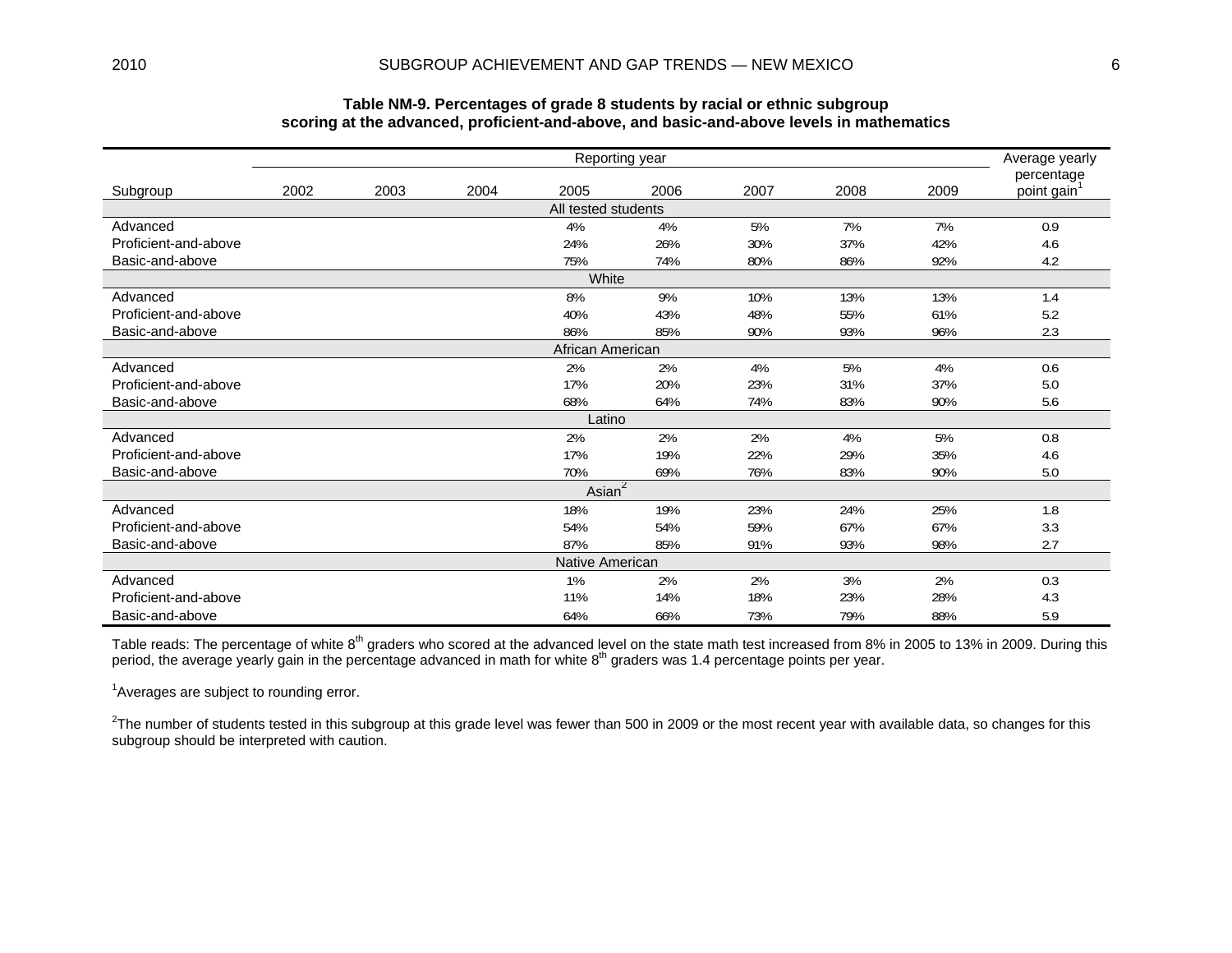**Table NM-9. Percentages of grade 8 students by racial or ethnic subgroup scoring at the advanced, proficient-and-above, and basic-and-above levels in mathematics**

| Subgroup | Reporting year | | | | | | | | Average yearly percentage point gain[1] |
|---|---|---|---|---|---|---|---|---|---|
| | 2002 | 2003 | 2004 | 2005 | 2006 | 2007 | 2008 | 2009 | |
| **All tested students** | | | | | | | | | |
| Advanced | | | | 4% | 4% | 5% | 7% | 7% | 0.9 |
| Proficient-and-above | | | | 24% | 26% | 30% | 37% | 42% | 4.6 |
| Basic-and-above | | | | 75% | 74% | 80% | 86% | 92% | 4.2 |
| **White** | | | | | | | | | |
| Advanced | | | | 8% | 9% | 10% | 13% | 13% | 1.4 |
| Proficient-and-above | | | | 40% | 43% | 48% | 55% | 61% | 5.2 |
| Basic-and-above | | | | 86% | 85% | 90% | 93% | 96% | 2.3 |
| **African American** | | | | | | | | | |
| Advanced | | | | 2% | 2% | 4% | 5% | 4% | 0.6 |
| Proficient-and-above | | | | 17% | 20% | 23% | 31% | 37% | 5.0 |
| Basic-and-above | | | | 68% | 64% | 74% | 83% | 90% | 5.6 |
| **Latino** | | | | | | | | | |
| Advanced | | | | 2% | 2% | 2% | 4% | 5% | 0.8 |
| Proficient-and-above | | | | 17% | 19% | 22% | 29% | 35% | 4.6 |
| Basic-and-above | | | | 70% | 69% | 76% | 83% | 90% | 5.0 |
| **Asian[2]** | | | | | | | | | |
| Advanced | | | | 18% | 19% | 23% | 24% | 25% | 1.8 |
| Proficient-and-above | | | | 54% | 54% | 59% | 67% | 67% | 3.3 |
| Basic-and-above | | | | 87% | 85% | 91% | 93% | 98% | 2.7 |
| **Native American** | | | | | | | | | |
| Advanced | | | | 1% | 2% | 2% | 3% | 2% | 0.3 |
| Proficient-and-above | | | | 11% | 14% | 18% | 23% | 28% | 4.3 |
| Basic-and-above | | | | 64% | 66% | 73% | 79% | 88% | 5.9 |

Table reads: The percentage of white 8th graders who scored at the advanced level on the state math test increased from 8% in 2005 to 13% in 2009. During this period, the average yearly gain in the percentage advanced in math for white 8th graders was 1.4 percentage points per year.

[1]Averages are subject to rounding error.

[2]The number of students tested in this subgroup at this grade level was fewer than 500 in 2009 or the most recent year with available data, so changes for this subgroup should be interpreted with caution.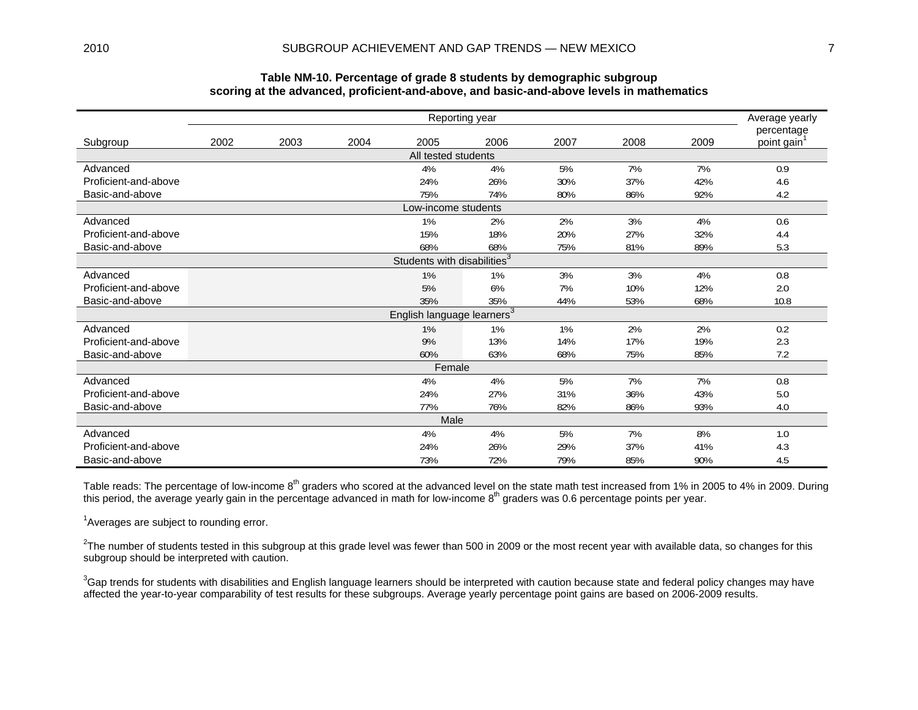**Table NM-10. Percentage of grade 8 students by demographic subgroup scoring at the advanced, proficient-and-above, and basic-and-above levels in mathematics**

| Subgroup | Reporting year 2002 | 2003 | 2004 | 2005 | 2006 | 2007 | 2008 | 2009 | Average yearly percentage point gain[1] |
|---|---|---|---|---|---|---|---|---|---|
| **All tested students** | | | | | | | | | |
| Advanced | | | | 4% | 4% | 5% | 7% | 7% | 0.9 |
| Proficient-and-above | | | | 24% | 26% | 30% | 37% | 42% | 4.6 |
| Basic-and-above | | | | 75% | 74% | 80% | 86% | 92% | 4.2 |
| **Low-income students** | | | | | | | | | |
| Advanced | | | | 1% | 2% | 2% | 3% | 4% | 0.6 |
| Proficient-and-above | | | | 15% | 18% | 20% | 27% | 32% | 4.4 |
| Basic-and-above | | | | 68% | 68% | 75% | 81% | 89% | 5.3 |
| **Students with disabilities[3]** | | | | | | | | | |
| Advanced | | | | 1% | 1% | 3% | 3% | 4% | 0.8 |
| Proficient-and-above | | | | 5% | 6% | 7% | 10% | 12% | 2.0 |
| Basic-and-above | | | | 35% | 35% | 44% | 53% | 68% | 10.8 |
| **English language learners[3]** | | | | | | | | | |
| Advanced | | | | 1% | 1% | 1% | 2% | 2% | 0.2 |
| Proficient-and-above | | | | 9% | 13% | 14% | 17% | 19% | 2.3 |
| Basic-and-above | | | | 60% | 63% | 68% | 75% | 85% | 7.2 |
| **Female** | | | | | | | | | |
| Advanced | | | | 4% | 4% | 5% | 7% | 7% | 0.8 |
| Proficient-and-above | | | | 24% | 27% | 31% | 36% | 43% | 5.0 |
| Basic-and-above | | | | 77% | 76% | 82% | 86% | 93% | 4.0 |
| **Male** | | | | | | | | | |
| Advanced | | | | 4% | 4% | 5% | 7% | 8% | 1.0 |
| Proficient-and-above | | | | 24% | 26% | 29% | 37% | 41% | 4.3 |
| Basic-and-above | | | | 73% | 72% | 79% | 85% | 90% | 4.5 |

Table reads: The percentage of low-income 8th graders who scored at the advanced level on the state math test increased from 1% in 2005 to 4% in 2009. During this period, the average yearly gain in the percentage advanced in math for low-income 8th graders was 0.6 percentage points per year.

[1]Averages are subject to rounding error.

[2]The number of students tested in this subgroup at this grade level was fewer than 500 in 2009 or the most recent year with available data, so changes for this subgroup should be interpreted with caution.

[3]Gap trends for students with disabilities and English language learners should be interpreted with caution because state and federal policy changes may have affected the year-to-year comparability of test results for these subgroups. Average yearly percentage point gains are based on 2006-2009 results.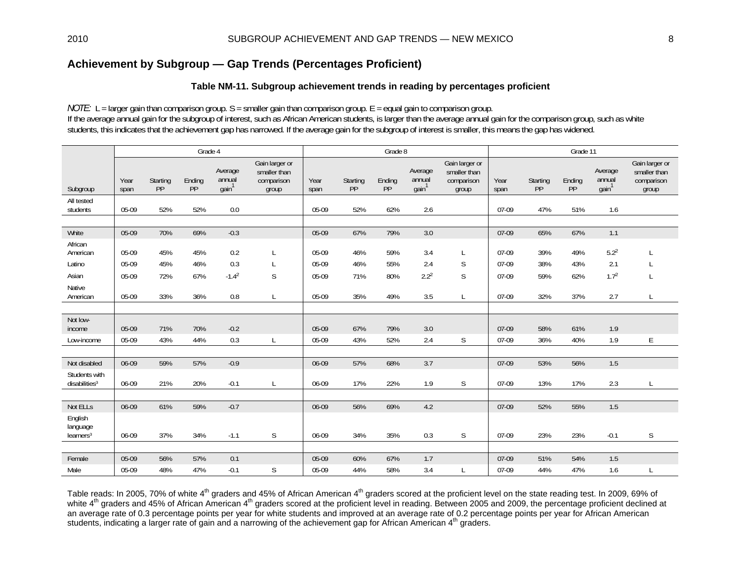## Achievement by Subgroup — Gap Trends (Percentages Proficient)

### Table NM-11. Subgroup achievement trends in reading by percentages proficient

*NOTE:* L = larger gain than comparison group. S = smaller gain than comparison group. E = equal gain to comparison group.
If the average annual gain for the subgroup of interest, such as African American students, is larger than the average annual gain for the comparison group, such as white students, this indicates that the achievement gap has narrowed. If the average gain for the subgroup of interest is smaller, this means the gap has widened.

| | Grade 4 | | | | | Grade 8 | | | | | Grade 11 | | | | |
|---|---|---|---|---|---|---|---|---|---|---|---|---|---|---|---|
| Subgroup | Year span | Starting PP | Ending PP | Average annual gain[1] | Gain larger or smaller than comparison group | Year span | Starting PP | Ending PP | Average annual gain[1] | Gain larger or smaller than comparison group | Year span | Starting PP | Ending PP | Average annual gain[1] | Gain larger or smaller than comparison group |
| All tested students | 05-09 | 52% | 52% | 0.0 | | 05-09 | 52% | 62% | 2.6 | | 07-09 | 47% | 51% | 1.6 | |
| | | | | | | | | | | | | | | | |
| White | 05-09 | 70% | 69% | -0.3 | | 05-09 | 67% | 79% | 3.0 | | 07-09 | 65% | 67% | 1.1 | |
| African American | 05-09 | 45% | 45% | 0.2 | L | 05-09 | 46% | 59% | 3.4 | L | 07-09 | 39% | 49% | 5.2[2] | L |
| Latino | 05-09 | 45% | 46% | 0.3 | L | 05-09 | 46% | 55% | 2.4 | S | 07-09 | 38% | 43% | 2.1 | L |
| Asian | 05-09 | 72% | 67% | -1.4[2] | S | 05-09 | 71% | 80% | 2.2[2] | S | 07-09 | 59% | 62% | 1.7[2] | L |
| Native American | 05-09 | 33% | 36% | 0.8 | L | 05-09 | 35% | 49% | 3.5 | L | 07-09 | 32% | 37% | 2.7 | L |
| | | | | | | | | | | | | | | | |
| Not low-income | 05-09 | 71% | 70% | -0.2 | | 05-09 | 67% | 79% | 3.0 | | 07-09 | 58% | 61% | 1.9 | |
| Low-income | 05-09 | 43% | 44% | 0.3 | L | 05-09 | 43% | 52% | 2.4 | S | 07-09 | 36% | 40% | 1.9 | E |
| | | | | | | | | | | | | | | | |
| Not disabled | 06-09 | 59% | 57% | -0.9 | | 06-09 | 57% | 68% | 3.7 | | 07-09 | 53% | 56% | 1.5 | |
| Students with disabilities[3] | 06-09 | 21% | 20% | -0.1 | L | 06-09 | 17% | 22% | 1.9 | S | 07-09 | 13% | 17% | 2.3 | L |
| | | | | | | | | | | | | | | | |
| Not ELLs | 06-09 | 61% | 59% | -0.7 | | 06-09 | 56% | 69% | 4.2 | | 07-09 | 52% | 55% | 1.5 | |
| English language learners[3] | 06-09 | 37% | 34% | -1.1 | S | 06-09 | 34% | 35% | 0.3 | S | 07-09 | 23% | 23% | -0.1 | S |
| | | | | | | | | | | | | | | | |
| Female | 05-09 | 56% | 57% | 0.1 | | 05-09 | 60% | 67% | 1.7 | | 07-09 | 51% | 54% | 1.5 | |
| Male | 05-09 | 48% | 47% | -0.1 | S | 05-09 | 44% | 58% | 3.4 | L | 07-09 | 44% | 47% | 1.6 | L |

Table reads: In 2005, 70% of white 4th graders and 45% of African American 4th graders scored at the proficient level on the state reading test. In 2009, 69% of white 4th graders and 45% of African American 4th graders scored at the proficient level in reading. Between 2005 and 2009, the percentage proficient declined at an average rate of 0.3 percentage points per year for white students and improved at an average rate of 0.2 percentage points per year for African American students, indicating a larger rate of gain and a narrowing of the achievement gap for African American 4th graders.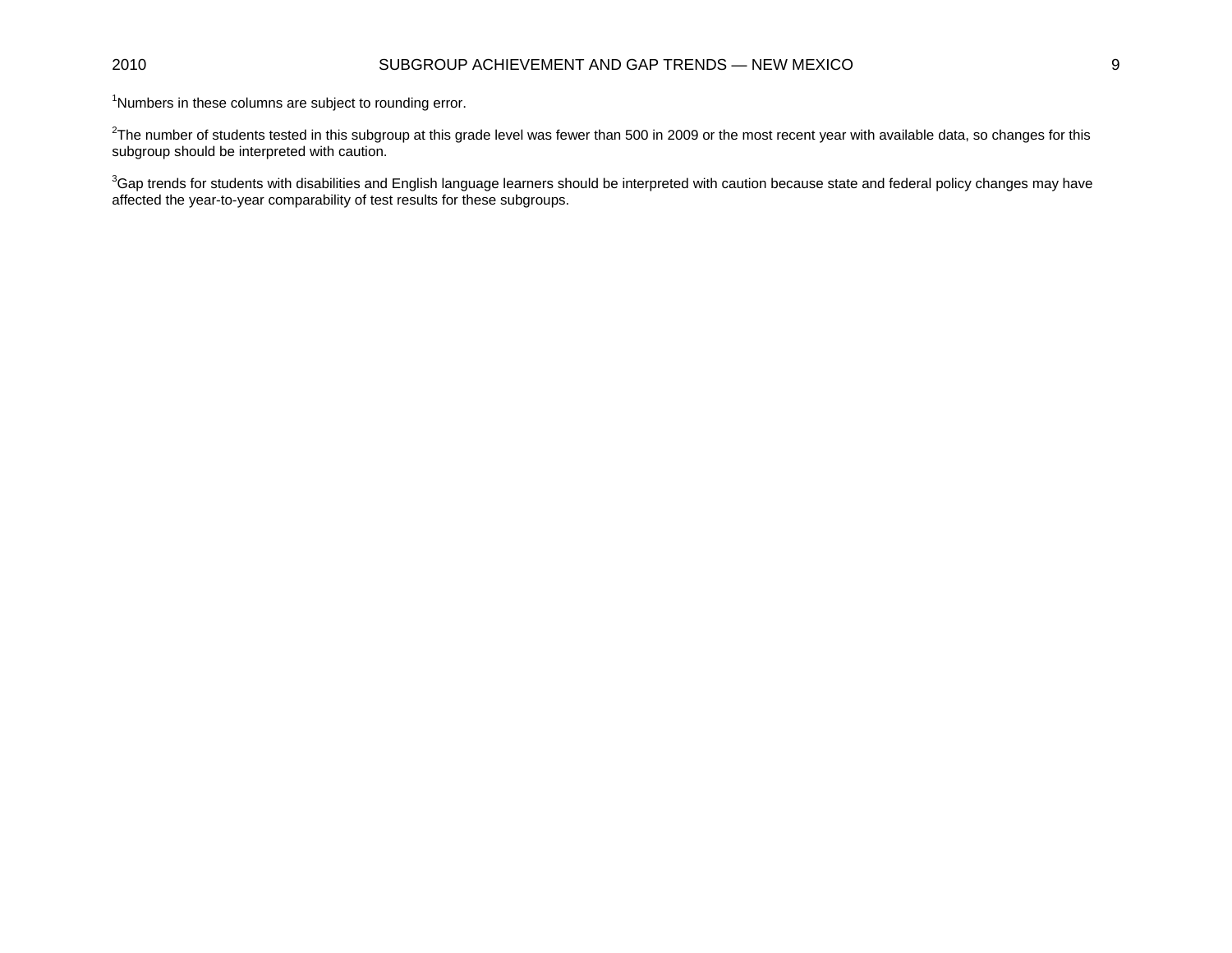[1]Numbers in these columns are subject to rounding error.

[2]The number of students tested in this subgroup at this grade level was fewer than 500 in 2009 or the most recent year with available data, so changes for this subgroup should be interpreted with caution.

[3]Gap trends for students with disabilities and English language learners should be interpreted with caution because state and federal policy changes may have affected the year-to-year comparability of test results for these subgroups.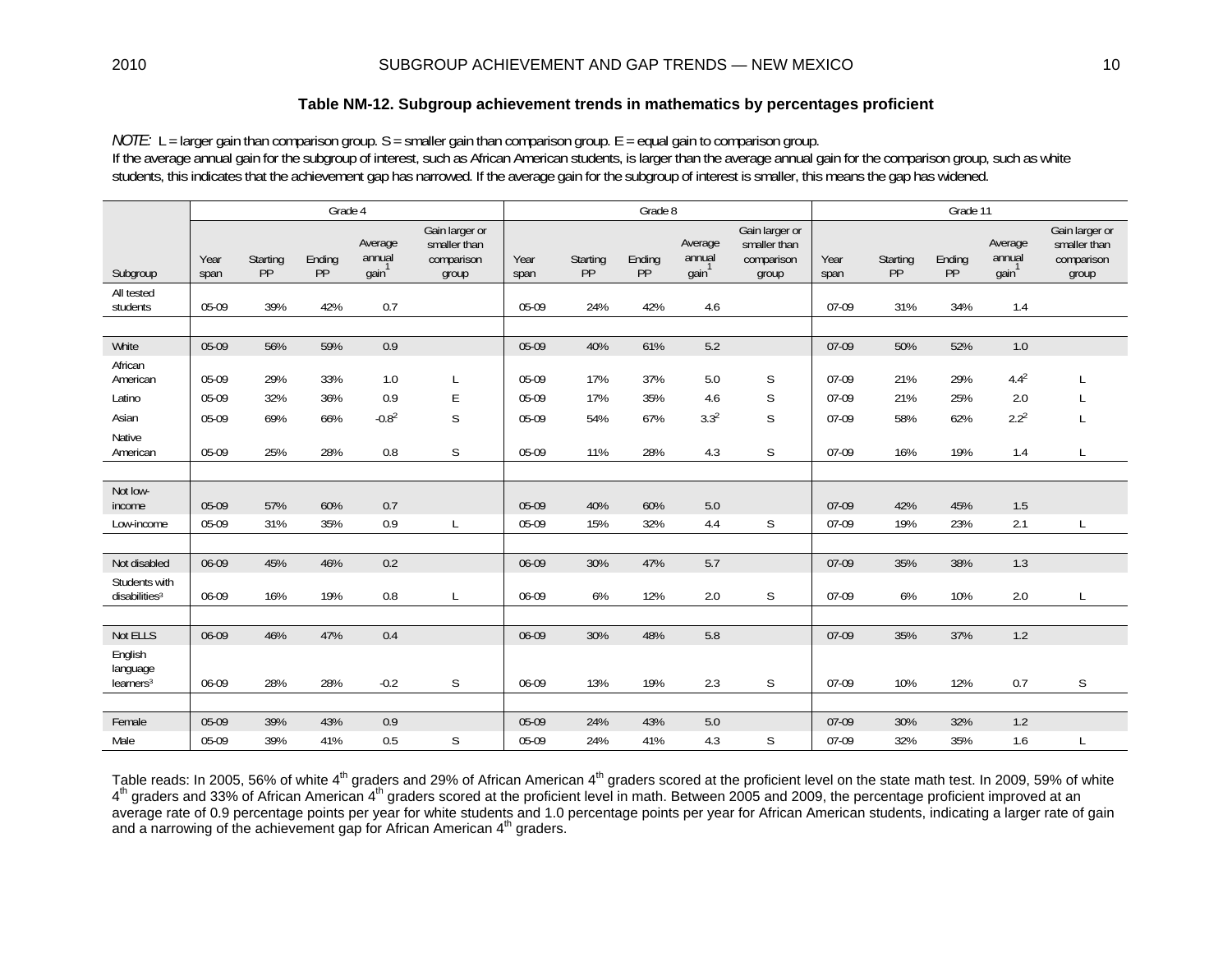### Table NM-12. Subgroup achievement trends in mathematics by percentages proficient

*NOTE:* L = larger gain than comparison group. S = smaller gain than comparison group. E = equal gain to comparison group.
If the average annual gain for the subgroup of interest, such as African American students, is larger than the average annual gain for the comparison group, such as white students, this indicates that the achievement gap has narrowed. If the average gain for the subgroup of interest is smaller, this means the gap has widened.

| | Grade 4 | | | | | Grade 8 | | | | | Grade 11 | | | | |
|---|---|---|---|---|---|---|---|---|---|---|---|---|---|---|---|
| Subgroup | Year span | Starting PP | Ending PP | Average annual gain[1] | Gain larger or smaller than comparison group | Year span | Starting PP | Ending PP | Average annual gain[1] | Gain larger or smaller than comparison group | Year span | Starting PP | Ending PP | Average annual gain[1] | Gain larger or smaller than comparison group |
| All tested students | 05-09 | 39% | 42% | 0.7 | | 05-09 | 24% | 42% | 4.6 | | 07-09 | 31% | 34% | 1.4 | |
| | | | | | | | | | | | | | | | |
| White | 05-09 | 56% | 59% | 0.9 | | 05-09 | 40% | 61% | 5.2 | | 07-09 | 50% | 52% | 1.0 | |
| African American | 05-09 | 29% | 33% | 1.0 | L | 05-09 | 17% | 37% | 5.0 | S | 07-09 | 21% | 29% | 4.4[2] | L |
| Latino | 05-09 | 32% | 36% | 0.9 | E | 05-09 | 17% | 35% | 4.6 | S | 07-09 | 21% | 25% | 2.0 | L |
| Asian | 05-09 | 69% | 66% | -0.8[2] | S | 05-09 | 54% | 67% | 3.3[2] | S | 07-09 | 58% | 62% | 2.2[2] | L |
| Native American | 05-09 | 25% | 28% | 0.8 | S | 05-09 | 11% | 28% | 4.3 | S | 07-09 | 16% | 19% | 1.4 | L |
| | | | | | | | | | | | | | | | |
| Not low-income | 05-09 | 57% | 60% | 0.7 | | 05-09 | 40% | 60% | 5.0 | | 07-09 | 42% | 45% | 1.5 | |
| Low-income | 05-09 | 31% | 35% | 0.9 | L | 05-09 | 15% | 32% | 4.4 | S | 07-09 | 19% | 23% | 2.1 | L |
| | | | | | | | | | | | | | | | |
| Not disabled | 06-09 | 45% | 46% | 0.2 | | 06-09 | 30% | 47% | 5.7 | | 07-09 | 35% | 38% | 1.3 | |
| Students with disabilities[3] | 06-09 | 16% | 19% | 0.8 | L | 06-09 | 6% | 12% | 2.0 | S | 07-09 | 6% | 10% | 2.0 | L |
| | | | | | | | | | | | | | | | |
| Not ELLS | 06-09 | 46% | 47% | 0.4 | | 06-09 | 30% | 48% | 5.8 | | 07-09 | 35% | 37% | 1.2 | |
| English language learners[3] | 06-09 | 28% | 28% | -0.2 | S | 06-09 | 13% | 19% | 2.3 | S | 07-09 | 10% | 12% | 0.7 | S |
| | | | | | | | | | | | | | | | |
| Female | 05-09 | 39% | 43% | 0.9 | | 05-09 | 24% | 43% | 5.0 | | 07-09 | 30% | 32% | 1.2 | |
| Male | 05-09 | 39% | 41% | 0.5 | S | 05-09 | 24% | 41% | 4.3 | S | 07-09 | 32% | 35% | 1.6 | L |

Table reads: In 2005, 56% of white 4th graders and 29% of African American 4th graders scored at the proficient level on the state math test. In 2009, 59% of white 4th graders and 33% of African American 4th graders scored at the proficient level in math. Between 2005 and 2009, the percentage proficient improved at an average rate of 0.9 percentage points per year for white students and 1.0 percentage points per year for African American students, indicating a larger rate of gain and a narrowing of the achievement gap for African American 4th graders.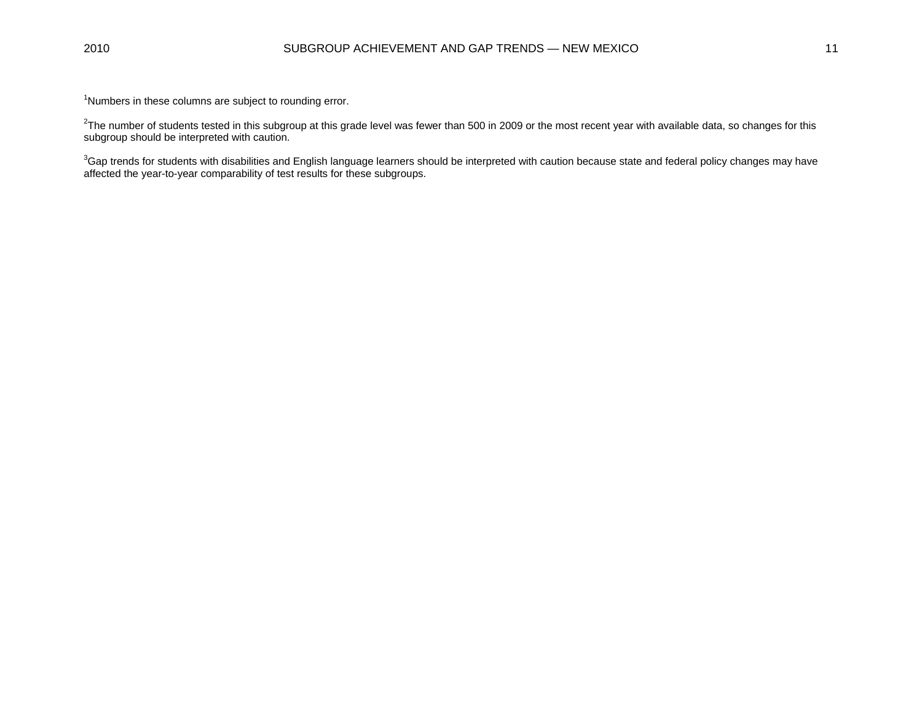[1]Numbers in these columns are subject to rounding error.

[2]The number of students tested in this subgroup at this grade level was fewer than 500 in 2009 or the most recent year with available data, so changes for this subgroup should be interpreted with caution.

[3]Gap trends for students with disabilities and English language learners should be interpreted with caution because state and federal policy changes may have affected the year-to-year comparability of test results for these subgroups.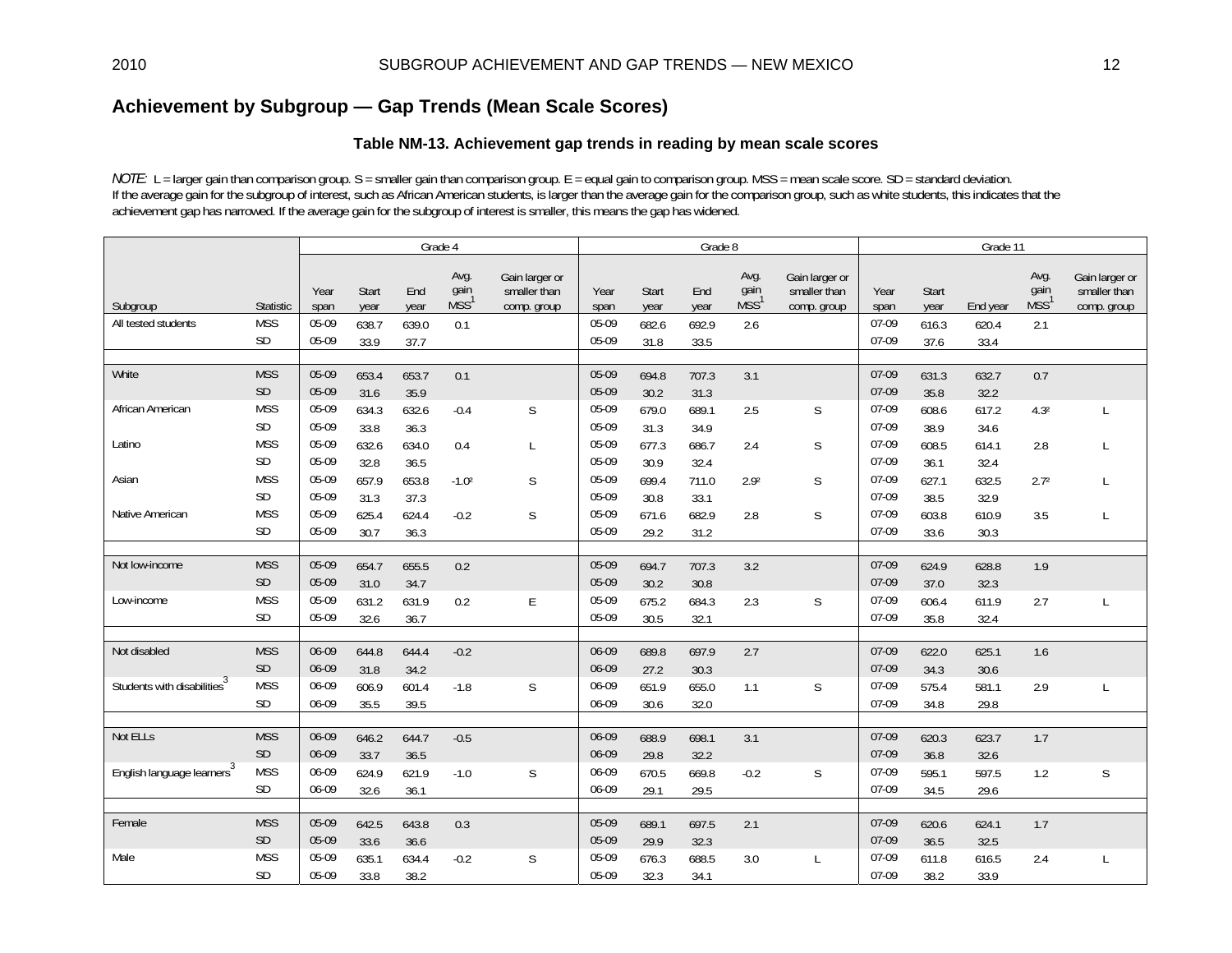## Achievement by Subgroup — Gap Trends (Mean Scale Scores)

### Table NM-13. Achievement gap trends in reading by mean scale scores

*NOTE:* L = larger gain than comparison group. S = smaller gain than comparison group. E = equal gain to comparison group. MSS = mean scale score. SD = standard deviation. If the average gain for the subgroup of interest, such as African American students, is larger than the average gain for the comparison group, such as white students, this indicates that the achievement gap has narrowed. If the average gain for the subgroup of interest is smaller, this means the gap has widened.

| | | Grade 4 | | | | | Grade 8 | | | | | Grade 11 | | | | |
|---|---|---|---|---|---|---|---|---|---|---|---|---|---|---|---|---|
| Subgroup | Statistic | Year span | Start year | End year | Avg. gain MSS[1] | Gain larger or smaller than comp. group | Year span | Start year | End year | Avg. gain MSS[1] | Gain larger or smaller than comp. group | Year span | Start year | End year | Avg. gain MSS[1] | Gain larger or smaller than comp. group |
| All tested students | MSS | 05-09 | 638.7 | 639.0 | 0.1 | | 05-09 | 682.6 | 692.9 | 2.6 | | 07-09 | 616.3 | 620.4 | 2.1 | |
| | SD | 05-09 | 33.9 | 37.7 | | | 05-09 | 31.8 | 33.5 | | | 07-09 | 37.6 | 33.4 | | |
| | | | | | | | | | | | | | | | | |
| White | MSS | 05-09 | 653.4 | 653.7 | 0.1 | | 05-09 | 694.8 | 707.3 | 3.1 | | 07-09 | 631.3 | 632.7 | 0.7 | |
| | SD | 05-09 | 31.6 | 35.9 | | | 05-09 | 30.2 | 31.3 | | | 07-09 | 35.8 | 32.2 | | |
| African American | MSS | 05-09 | 634.3 | 632.6 | -0.4 | S | 05-09 | 679.0 | 689.1 | 2.5 | S | 07-09 | 608.6 | 617.2 | 4.3² | L |
| | SD | 05-09 | 33.8 | 36.3 | | | 05-09 | 31.3 | 34.9 | | | 07-09 | 38.9 | 34.6 | | |
| Latino | MSS | 05-09 | 632.6 | 634.0 | 0.4 | L | 05-09 | 677.3 | 686.7 | 2.4 | S | 07-09 | 608.5 | 614.1 | 2.8 | L |
| | SD | 05-09 | 32.8 | 36.5 | | | 05-09 | 30.9 | 32.4 | | | 07-09 | 36.1 | 32.4 | | |
| Asian | MSS | 05-09 | 657.9 | 653.8 | -1.0² | S | 05-09 | 699.4 | 711.0 | 2.9² | S | 07-09 | 627.1 | 632.5 | 2.7² | L |
| | SD | 05-09 | 31.3 | 37.3 | | | 05-09 | 30.8 | 33.1 | | | 07-09 | 38.5 | 32.9 | | |
| Native American | MSS | 05-09 | 625.4 | 624.4 | -0.2 | S | 05-09 | 671.6 | 682.9 | 2.8 | S | 07-09 | 603.8 | 610.9 | 3.5 | L |
| | SD | 05-09 | 30.7 | 36.3 | | | 05-09 | 29.2 | 31.2 | | | 07-09 | 33.6 | 30.3 | | |
| | | | | | | | | | | | | | | | | |
| Not low-income | MSS | 05-09 | 654.7 | 655.5 | 0.2 | | 05-09 | 694.7 | 707.3 | 3.2 | | 07-09 | 624.9 | 628.8 | 1.9 | |
| | SD | 05-09 | 31.0 | 34.7 | | | 05-09 | 30.2 | 30.8 | | | 07-09 | 37.0 | 32.3 | | |
| Low-income | MSS | 05-09 | 631.2 | 631.9 | 0.2 | E | 05-09 | 675.2 | 684.3 | 2.3 | S | 07-09 | 606.4 | 611.9 | 2.7 | L |
| | SD | 05-09 | 32.6 | 36.7 | | | 05-09 | 30.5 | 32.1 | | | 07-09 | 35.8 | 32.4 | | |
| | | | | | | | | | | | | | | | | |
| Not disabled | MSS | 06-09 | 644.8 | 644.4 | -0.2 | | 06-09 | 689.8 | 697.9 | 2.7 | | 07-09 | 622.0 | 625.1 | 1.6 | |
| | SD | 06-09 | 31.8 | 34.2 | | | 06-09 | 27.2 | 30.3 | | | 07-09 | 34.3 | 30.6 | | |
| Students with disabilities[3] | MSS | 06-09 | 606.9 | 601.4 | -1.8 | S | 06-09 | 651.9 | 655.0 | 1.1 | S | 07-09 | 575.4 | 581.1 | 2.9 | L |
| | SD | 06-09 | 35.5 | 39.5 | | | 06-09 | 30.6 | 32.0 | | | 07-09 | 34.8 | 29.8 | | |
| | | | | | | | | | | | | | | | | |
| Not ELLs | MSS | 06-09 | 646.2 | 644.7 | -0.5 | | 06-09 | 688.9 | 698.1 | 3.1 | | 07-09 | 620.3 | 623.7 | 1.7 | |
| | SD | 06-09 | 33.7 | 36.5 | | | 06-09 | 29.8 | 32.2 | | | 07-09 | 36.8 | 32.6 | | |
| English language learners[3] | MSS | 06-09 | 624.9 | 621.9 | -1.0 | S | 06-09 | 670.5 | 669.8 | -0.2 | S | 07-09 | 595.1 | 597.5 | 1.2 | S |
| | SD | 06-09 | 32.6 | 36.1 | | | 06-09 | 29.1 | 29.5 | | | 07-09 | 34.5 | 29.6 | | |
| | | | | | | | | | | | | | | | | |
| Female | MSS | 05-09 | 642.5 | 643.8 | 0.3 | | 05-09 | 689.1 | 697.5 | 2.1 | | 07-09 | 620.6 | 624.1 | 1.7 | |
| | SD | 05-09 | 33.6 | 36.6 | | | 05-09 | 29.9 | 32.3 | | | 07-09 | 36.5 | 32.5 | | |
| Male | MSS | 05-09 | 635.1 | 634.4 | -0.2 | S | 05-09 | 676.3 | 688.5 | 3.0 | L | 07-09 | 611.8 | 616.5 | 2.4 | L |
| | SD | 05-09 | 33.8 | 38.2 | | | 05-09 | 32.3 | 34.1 | | | 07-09 | 38.2 | 33.9 | | |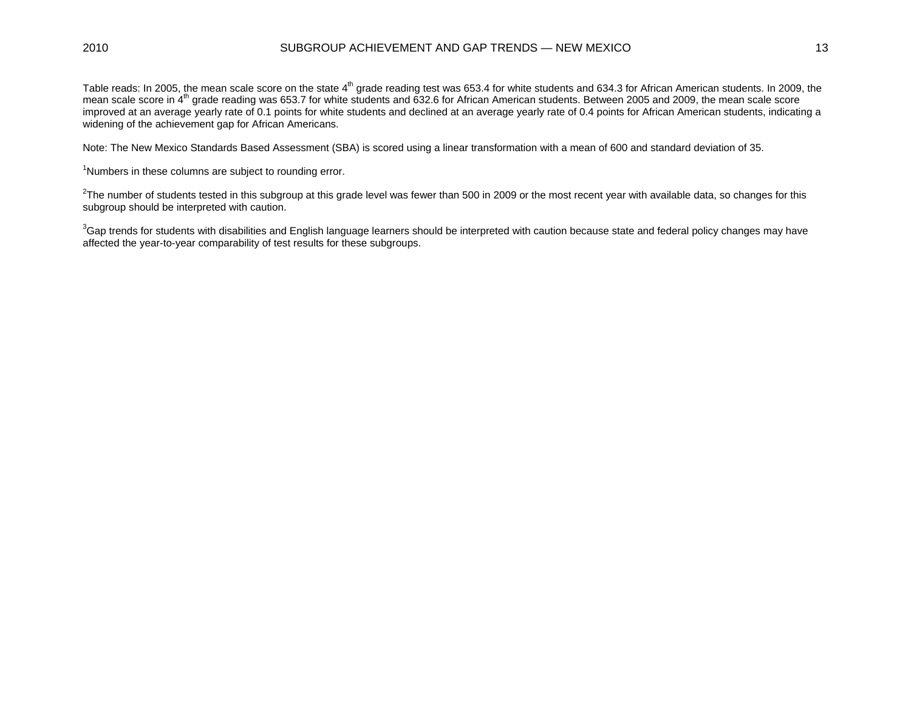Table reads: In 2005, the mean scale score on the state 4th grade reading test was 653.4 for white students and 634.3 for African American students. In 2009, the mean scale score in 4th grade reading was 653.7 for white students and 632.6 for African American students. Between 2005 and 2009, the mean scale score improved at an average yearly rate of 0.1 points for white students and declined at an average yearly rate of 0.4 points for African American students, indicating a widening of the achievement gap for African Americans.

Note: The New Mexico Standards Based Assessment (SBA) is scored using a linear transformation with a mean of 600 and standard deviation of 35.

[1]Numbers in these columns are subject to rounding error.

[2]The number of students tested in this subgroup at this grade level was fewer than 500 in 2009 or the most recent year with available data, so changes for this subgroup should be interpreted with caution.

[3]Gap trends for students with disabilities and English language learners should be interpreted with caution because state and federal policy changes may have affected the year-to-year comparability of test results for these subgroups.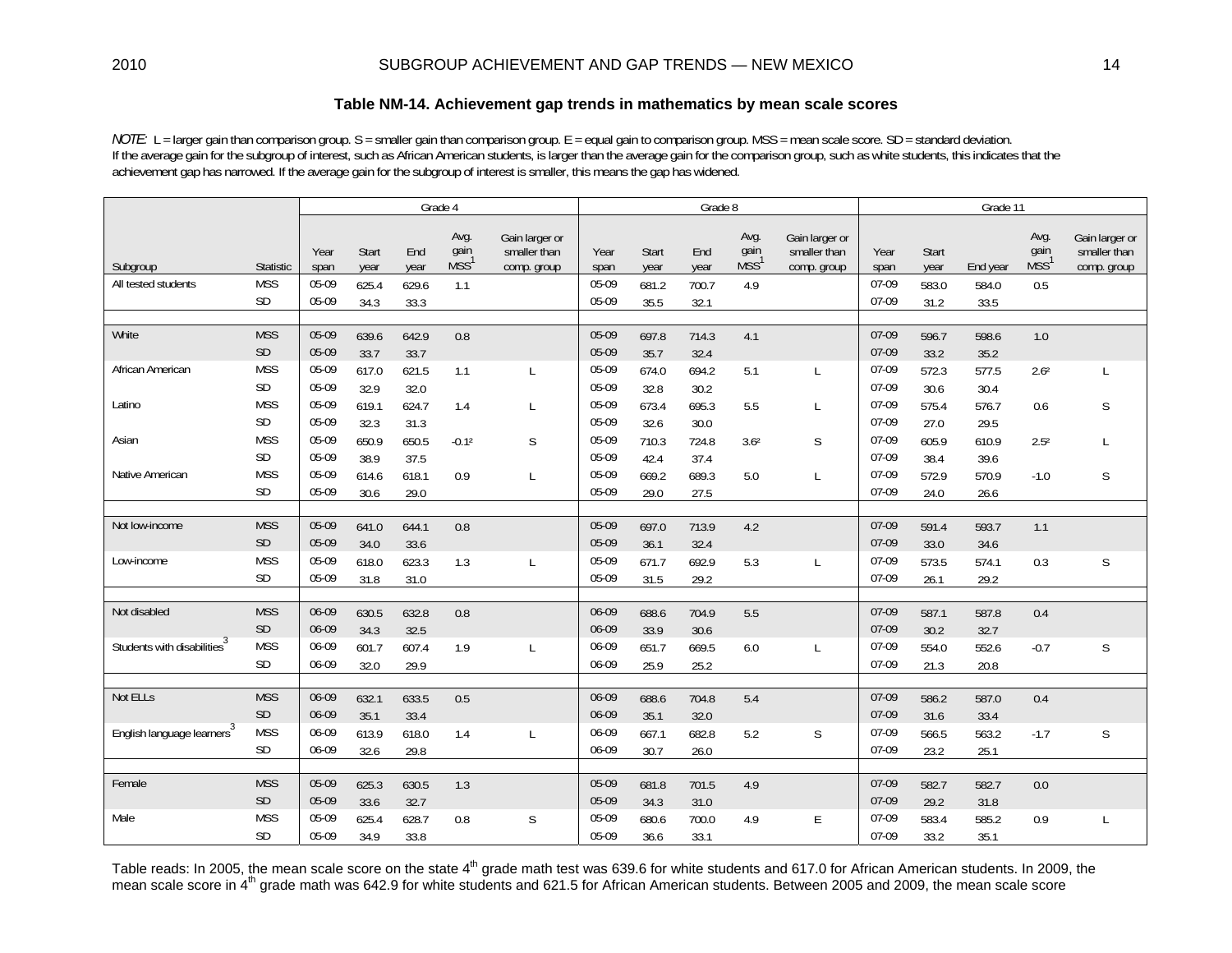### Table NM-14. Achievement gap trends in mathematics by mean scale scores

*NOTE:* L = larger gain than comparison group. S = smaller gain than comparison group. E = equal gain to comparison group. MSS = mean scale score. SD = standard deviation. If the average gain for the subgroup of interest, such as African American students, is larger than the average gain for the comparison group, such as white students, this indicates that the achievement gap has narrowed. If the average gain for the subgroup of interest is smaller, this means the gap has widened.

| | | Grade 4 | | | | | Grade 8 | | | | | Grade 11 | | | | |
|---|---|---|---|---|---|---|---|---|---|---|---|---|---|---|---|---|
| Subgroup | Statistic | Year span | Start year | End year | Avg. gain MSS[1] | Gain larger or smaller than comp. group | Year span | Start year | End year | Avg. gain MSS[1] | Gain larger or smaller than comp. group | Year span | Start year | End year | Avg. gain MSS[1] | Gain larger or smaller than comp. group |
| All tested students | MSS | 05-09 | 625.4 | 629.6 | 1.1 | | 05-09 | 681.2 | 700.7 | 4.9 | | 07-09 | 583.0 | 584.0 | 0.5 | |
| | SD | 05-09 | 34.3 | 33.3 | | | 05-09 | 35.5 | 32.1 | | | 07-09 | 31.2 | 33.5 | | |
| White | MSS | 05-09 | 639.6 | 642.9 | 0.8 | | 05-09 | 697.8 | 714.3 | 4.1 | | 07-09 | 596.7 | 598.6 | 1.0 | |
| | SD | 05-09 | 33.7 | 33.7 | | | 05-09 | 35.7 | 32.4 | | | 07-09 | 33.2 | 35.2 | | |
| African American | MSS | 05-09 | 617.0 | 621.5 | 1.1 | L | 05-09 | 674.0 | 694.2 | 5.1 | L | 07-09 | 572.3 | 577.5 | 2.6[2] | L |
| | SD | 05-09 | 32.9 | 32.0 | | | 05-09 | 32.8 | 30.2 | | | 07-09 | 30.6 | 30.4 | | |
| Latino | MSS | 05-09 | 619.1 | 624.7 | 1.4 | L | 05-09 | 673.4 | 695.3 | 5.5 | L | 07-09 | 575.4 | 576.7 | 0.6 | S |
| | SD | 05-09 | 32.3 | 31.3 | | | 05-09 | 32.6 | 30.0 | | | 07-09 | 27.0 | 29.5 | | |
| Asian | MSS | 05-09 | 650.9 | 650.5 | -0.1[2] | S | 05-09 | 710.3 | 724.8 | 3.6[2] | S | 07-09 | 605.9 | 610.9 | 2.5[2] | L |
| | SD | 05-09 | 38.9 | 37.5 | | | 05-09 | 42.4 | 37.4 | | | 07-09 | 38.4 | 39.6 | | |
| Native American | MSS | 05-09 | 614.6 | 618.1 | 0.9 | L | 05-09 | 669.2 | 689.3 | 5.0 | L | 07-09 | 572.9 | 570.9 | -1.0 | S |
| | SD | 05-09 | 30.6 | 29.0 | | | 05-09 | 29.0 | 27.5 | | | 07-09 | 24.0 | 26.6 | | |
| Not low-income | MSS | 05-09 | 641.0 | 644.1 | 0.8 | | 05-09 | 697.0 | 713.9 | 4.2 | | 07-09 | 591.4 | 593.7 | 1.1 | |
| | SD | 05-09 | 34.0 | 33.6 | | | 05-09 | 36.1 | 32.4 | | | 07-09 | 33.0 | 34.6 | | |
| Low-income | MSS | 05-09 | 618.0 | 623.3 | 1.3 | L | 05-09 | 671.7 | 692.9 | 5.3 | L | 07-09 | 573.5 | 574.1 | 0.3 | S |
| | SD | 05-09 | 31.8 | 31.0 | | | 05-09 | 31.5 | 29.2 | | | 07-09 | 26.1 | 29.2 | | |
| Not disabled | MSS | 06-09 | 630.5 | 632.8 | 0.8 | | 06-09 | 688.6 | 704.9 | 5.5 | | 07-09 | 587.1 | 587.8 | 0.4 | |
| | SD | 06-09 | 34.3 | 32.5 | | | 06-09 | 33.9 | 30.6 | | | 07-09 | 30.2 | 32.7 | | |
| Students with disabilities[3] | MSS | 06-09 | 601.7 | 607.4 | 1.9 | L | 06-09 | 651.7 | 669.5 | 6.0 | L | 07-09 | 554.0 | 552.6 | -0.7 | S |
| | SD | 06-09 | 32.0 | 29.9 | | | 06-09 | 25.9 | 25.2 | | | 07-09 | 21.3 | 20.8 | | |
| Not ELLs | MSS | 06-09 | 632.1 | 633.5 | 0.5 | | 06-09 | 688.6 | 704.8 | 5.4 | | 07-09 | 586.2 | 587.0 | 0.4 | |
| | SD | 06-09 | 35.1 | 33.4 | | | 06-09 | 35.1 | 32.0 | | | 07-09 | 31.6 | 33.4 | | |
| English language learners[3] | MSS | 06-09 | 613.9 | 618.0 | 1.4 | L | 06-09 | 667.1 | 682.8 | 5.2 | S | 07-09 | 566.5 | 563.2 | -1.7 | S |
| | SD | 06-09 | 32.6 | 29.8 | | | 06-09 | 30.7 | 26.0 | | | 07-09 | 23.2 | 25.1 | | |
| Female | MSS | 05-09 | 625.3 | 630.5 | 1.3 | | 05-09 | 681.8 | 701.5 | 4.9 | | 07-09 | 582.7 | 582.7 | 0.0 | |
| | SD | 05-09 | 33.6 | 32.7 | | | 05-09 | 34.3 | 31.0 | | | 07-09 | 29.2 | 31.8 | | |
| Male | MSS | 05-09 | 625.4 | 628.7 | 0.8 | S | 05-09 | 680.6 | 700.0 | 4.9 | E | 07-09 | 583.4 | 585.2 | 0.9 | L |
| | SD | 05-09 | 34.9 | 33.8 | | | 05-09 | 36.6 | 33.1 | | | 07-09 | 33.2 | 35.1 | | |

Table reads: In 2005, the mean scale score on the state 4th grade math test was 639.6 for white students and 617.0 for African American students. In 2009, the mean scale score in 4th grade math was 642.9 for white students and 621.5 for African American students. Between 2005 and 2009, the mean scale score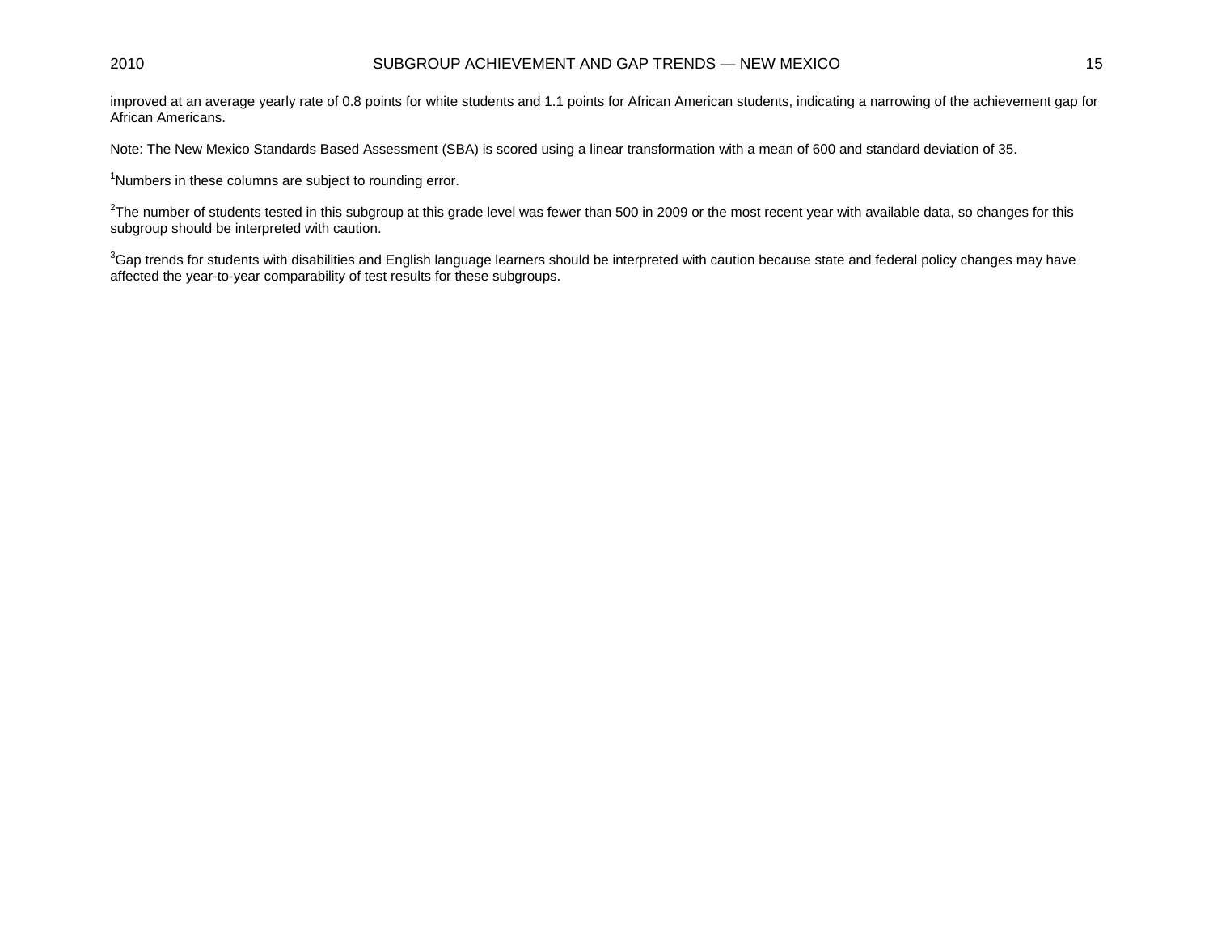improved at an average yearly rate of 0.8 points for white students and 1.1 points for African American students, indicating a narrowing of the achievement gap for African Americans.

Note: The New Mexico Standards Based Assessment (SBA) is scored using a linear transformation with a mean of 600 and standard deviation of 35.

[1]Numbers in these columns are subject to rounding error.

[2]The number of students tested in this subgroup at this grade level was fewer than 500 in 2009 or the most recent year with available data, so changes for this subgroup should be interpreted with caution.

[3]Gap trends for students with disabilities and English language learners should be interpreted with caution because state and federal policy changes may have affected the year-to-year comparability of test results for these subgroups.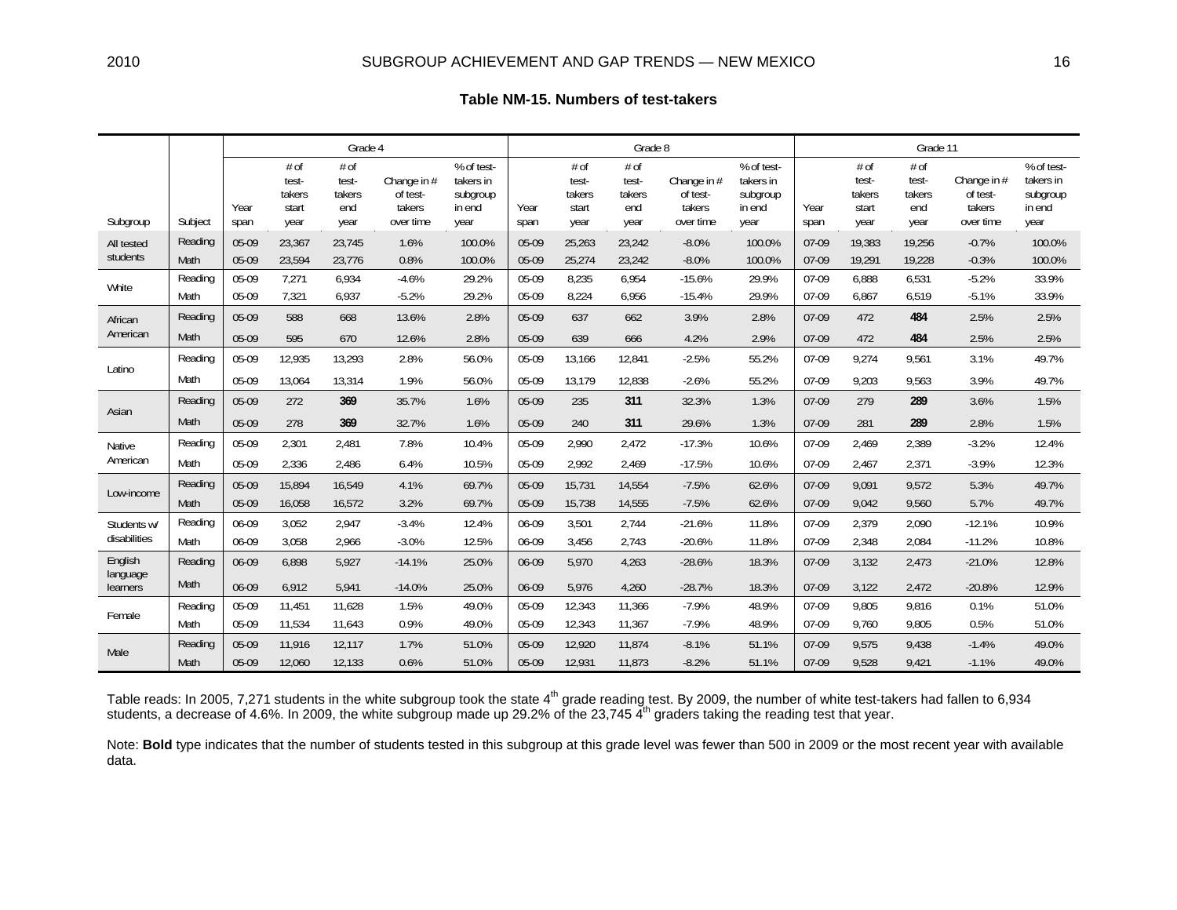**Table NM-15. Numbers of test-takers**

| Subgroup | Subject | Grade 4 | | | | | Grade 8 | | | | | Grade 11 | | | | |
|---|---|---|---|---|---|---|---|---|---|---|---|---|---|---|---|---|
| | | Year span | # of test-takers start year | # of test-takers end year | Change in # of test-takers over time | % of test-takers in subgroup in end year | Year span | # of test-takers start year | # of test-takers end year | Change in # of test-takers over time | % of test-takers in subgroup in end year | Year span | # of test-takers start year | # of test-takers end year | Change in # of test-takers over time | % of test-takers in subgroup in end year |
| All tested students | Reading | 05-09 | 23,367 | 23,745 | 1.6% | 100.0% | 05-09 | 25,263 | 23,242 | -8.0% | 100.0% | 07-09 | 19,383 | 19,256 | -0.7% | 100.0% |
| | Math | 05-09 | 23,594 | 23,776 | 0.8% | 100.0% | 05-09 | 25,274 | 23,242 | -8.0% | 100.0% | 07-09 | 19,291 | 19,228 | -0.3% | 100.0% |
| White | Reading | 05-09 | 7,271 | 6,934 | -4.6% | 29.2% | 05-09 | 8,235 | 6,954 | -15.6% | 29.9% | 07-09 | 6,888 | 6,531 | -5.2% | 33.9% |
| | Math | 05-09 | 7,321 | 6,937 | -5.2% | 29.2% | 05-09 | 8,224 | 6,956 | -15.4% | 29.9% | 07-09 | 6,867 | 6,519 | -5.1% | 33.9% |
| African American | Reading | 05-09 | 588 | 668 | 13.6% | 2.8% | 05-09 | 637 | 662 | 3.9% | 2.8% | 07-09 | 472 | **484** | 2.5% | 2.5% |
| | Math | 05-09 | 595 | 670 | 12.6% | 2.8% | 05-09 | 639 | 666 | 4.2% | 2.9% | 07-09 | 472 | **484** | 2.5% | 2.5% |
| Latino | Reading | 05-09 | 12,935 | 13,293 | 2.8% | 56.0% | 05-09 | 13,166 | 12,841 | -2.5% | 55.2% | 07-09 | 9,274 | 9,561 | 3.1% | 49.7% |
| | Math | 05-09 | 13,064 | 13,314 | 1.9% | 56.0% | 05-09 | 13,179 | 12,838 | -2.6% | 55.2% | 07-09 | 9,203 | 9,563 | 3.9% | 49.7% |
| Asian | Reading | 05-09 | 272 | **369** | 35.7% | 1.6% | 05-09 | 235 | **311** | 32.3% | 1.3% | 07-09 | 279 | **289** | 3.6% | 1.5% |
| | Math | 05-09 | 278 | **369** | 32.7% | 1.6% | 05-09 | 240 | **311** | 29.6% | 1.3% | 07-09 | 281 | **289** | 2.8% | 1.5% |
| Native American | Reading | 05-09 | 2,301 | 2,481 | 7.8% | 10.4% | 05-09 | 2,990 | 2,472 | -17.3% | 10.6% | 07-09 | 2,469 | 2,389 | -3.2% | 12.4% |
| | Math | 05-09 | 2,336 | 2,486 | 6.4% | 10.5% | 05-09 | 2,992 | 2,469 | -17.5% | 10.6% | 07-09 | 2,467 | 2,371 | -3.9% | 12.3% |
| Low-income | Reading | 05-09 | 15,894 | 16,549 | 4.1% | 69.7% | 05-09 | 15,731 | 14,554 | -7.5% | 62.6% | 07-09 | 9,091 | 9,572 | 5.3% | 49.7% |
| | Math | 05-09 | 16,058 | 16,572 | 3.2% | 69.7% | 05-09 | 15,738 | 14,555 | -7.5% | 62.6% | 07-09 | 9,042 | 9,560 | 5.7% | 49.7% |
| Students w/ disabilities | Reading | 06-09 | 3,052 | 2,947 | -3.4% | 12.4% | 06-09 | 3,501 | 2,744 | -21.6% | 11.8% | 07-09 | 2,379 | 2,090 | -12.1% | 10.9% |
| | Math | 06-09 | 3,058 | 2,966 | -3.0% | 12.5% | 06-09 | 3,456 | 2,743 | -20.6% | 11.8% | 07-09 | 2,348 | 2,084 | -11.2% | 10.8% |
| English language learners | Reading | 06-09 | 6,898 | 5,927 | -14.1% | 25.0% | 06-09 | 5,970 | 4,263 | -28.6% | 18.3% | 07-09 | 3,132 | 2,473 | -21.0% | 12.8% |
| | Math | 06-09 | 6,912 | 5,941 | -14.0% | 25.0% | 06-09 | 5,976 | 4,260 | -28.7% | 18.3% | 07-09 | 3,122 | 2,472 | -20.8% | 12.9% |
| Female | Reading | 05-09 | 11,451 | 11,628 | 1.5% | 49.0% | 05-09 | 12,343 | 11,366 | -7.9% | 48.9% | 07-09 | 9,805 | 9,816 | 0.1% | 51.0% |
| | Math | 05-09 | 11,534 | 11,643 | 0.9% | 49.0% | 05-09 | 12,343 | 11,367 | -7.9% | 48.9% | 07-09 | 9,760 | 9,805 | 0.5% | 51.0% |
| Male | Reading | 05-09 | 11,916 | 12,117 | 1.7% | 51.0% | 05-09 | 12,920 | 11,874 | -8.1% | 51.1% | 07-09 | 9,575 | 9,438 | -1.4% | 49.0% |
| | Math | 05-09 | 12,060 | 12,133 | 0.6% | 51.0% | 05-09 | 12,931 | 11,873 | -8.2% | 51.1% | 07-09 | 9,528 | 9,421 | -1.1% | 49.0% |

Table reads: In 2005, 7,271 students in the white subgroup took the state 4th grade reading test. By 2009, the number of white test-takers had fallen to 6,934 students, a decrease of 4.6%. In 2009, the white subgroup made up 29.2% of the 23,745 4th graders taking the reading test that year.

Note: **Bold** type indicates that the number of students tested in this subgroup at this grade level was fewer than 500 in 2009 or the most recent year with available data.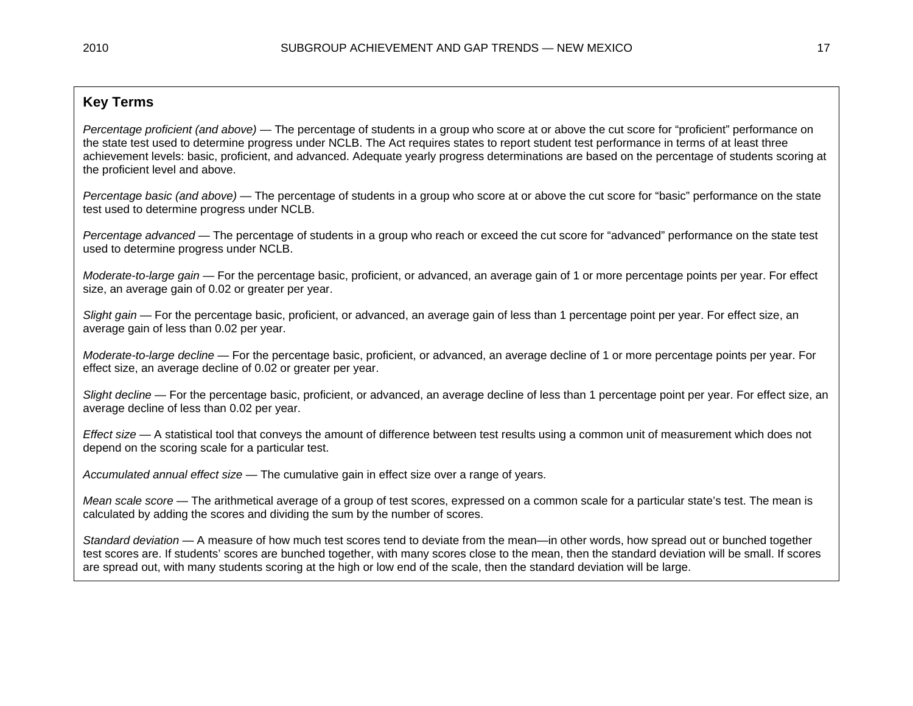## Key Terms

*Percentage proficient (and above)* — The percentage of students in a group who score at or above the cut score for "proficient" performance on the state test used to determine progress under NCLB. The Act requires states to report student test performance in terms of at least three achievement levels: basic, proficient, and advanced. Adequate yearly progress determinations are based on the percentage of students scoring at the proficient level and above.

*Percentage basic (and above)* — The percentage of students in a group who score at or above the cut score for "basic" performance on the state test used to determine progress under NCLB.

*Percentage advanced* — The percentage of students in a group who reach or exceed the cut score for "advanced" performance on the state test used to determine progress under NCLB.

*Moderate-to-large gain* — For the percentage basic, proficient, or advanced, an average gain of 1 or more percentage points per year. For effect size, an average gain of 0.02 or greater per year.

*Slight gain* — For the percentage basic, proficient, or advanced, an average gain of less than 1 percentage point per year. For effect size, an average gain of less than 0.02 per year.

*Moderate-to-large decline* — For the percentage basic, proficient, or advanced, an average decline of 1 or more percentage points per year. For effect size, an average decline of 0.02 or greater per year.

*Slight decline* — For the percentage basic, proficient, or advanced, an average decline of less than 1 percentage point per year. For effect size, an average decline of less than 0.02 per year.

*Effect size* — A statistical tool that conveys the amount of difference between test results using a common unit of measurement which does not depend on the scoring scale for a particular test.

*Accumulated annual effect size* — The cumulative gain in effect size over a range of years.

*Mean scale score* — The arithmetical average of a group of test scores, expressed on a common scale for a particular state's test. The mean is calculated by adding the scores and dividing the sum by the number of scores.

*Standard deviation* — A measure of how much test scores tend to deviate from the mean—in other words, how spread out or bunched together test scores are. If students' scores are bunched together, with many scores close to the mean, then the standard deviation will be small. If scores are spread out, with many students scoring at the high or low end of the scale, then the standard deviation will be large.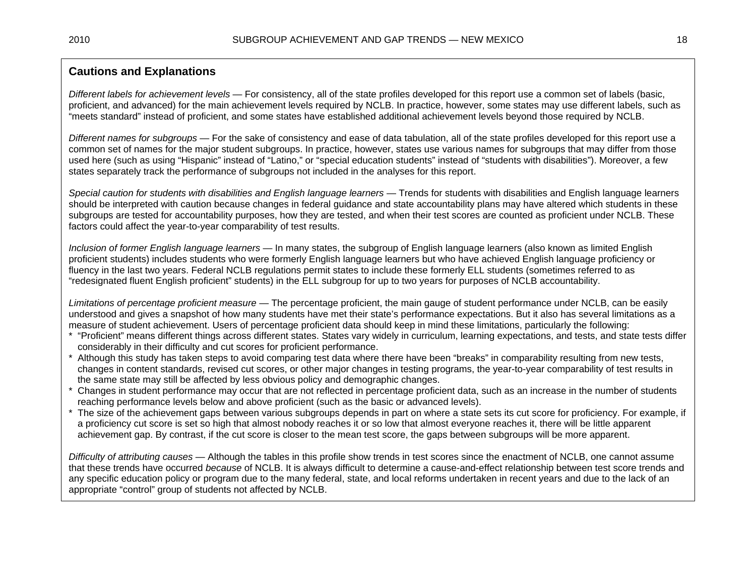## Cautions and Explanations

*Different labels for achievement levels* — For consistency, all of the state profiles developed for this report use a common set of labels (basic, proficient, and advanced) for the main achievement levels required by NCLB. In practice, however, some states may use different labels, such as "meets standard" instead of proficient, and some states have established additional achievement levels beyond those required by NCLB.

*Different names for subgroups* — For the sake of consistency and ease of data tabulation, all of the state profiles developed for this report use a common set of names for the major student subgroups. In practice, however, states use various names for subgroups that may differ from those used here (such as using "Hispanic" instead of "Latino," or "special education students" instead of "students with disabilities"). Moreover, a few states separately track the performance of subgroups not included in the analyses for this report.

*Special caution for students with disabilities and English language learners* — Trends for students with disabilities and English language learners should be interpreted with caution because changes in federal guidance and state accountability plans may have altered which students in these subgroups are tested for accountability purposes, how they are tested, and when their test scores are counted as proficient under NCLB. These factors could affect the year-to-year comparability of test results.

*Inclusion of former English language learners* — In many states, the subgroup of English language learners (also known as limited English proficient students) includes students who were formerly English language learners but who have achieved English language proficiency or fluency in the last two years. Federal NCLB regulations permit states to include these formerly ELL students (sometimes referred to as "redesignated fluent English proficient" students) in the ELL subgroup for up to two years for purposes of NCLB accountability.

*Limitations of percentage proficient measure* — The percentage proficient, the main gauge of student performance under NCLB, can be easily understood and gives a snapshot of how many students have met their state's performance expectations. But it also has several limitations as a measure of student achievement. Users of percentage proficient data should keep in mind these limitations, particularly the following:

* "Proficient" means different things across different states. States vary widely in curriculum, learning expectations, and tests, and state tests differ considerably in their difficulty and cut scores for proficient performance.
* Although this study has taken steps to avoid comparing test data where there have been "breaks" in comparability resulting from new tests, changes in content standards, revised cut scores, or other major changes in testing programs, the year-to-year comparability of test results in the same state may still be affected by less obvious policy and demographic changes.
* Changes in student performance may occur that are not reflected in percentage proficient data, such as an increase in the number of students reaching performance levels below and above proficient (such as the basic or advanced levels).
* The size of the achievement gaps between various subgroups depends in part on where a state sets its cut score for proficiency. For example, if a proficiency cut score is set so high that almost nobody reaches it or so low that almost everyone reaches it, there will be little apparent achievement gap. By contrast, if the cut score is closer to the mean test score, the gaps between subgroups will be more apparent.

*Difficulty of attributing causes* — Although the tables in this profile show trends in test scores since the enactment of NCLB, one cannot assume that these trends have occurred *because* of NCLB. It is always difficult to determine a cause-and-effect relationship between test score trends and any specific education policy or program due to the many federal, state, and local reforms undertaken in recent years and due to the lack of an appropriate "control" group of students not affected by NCLB.